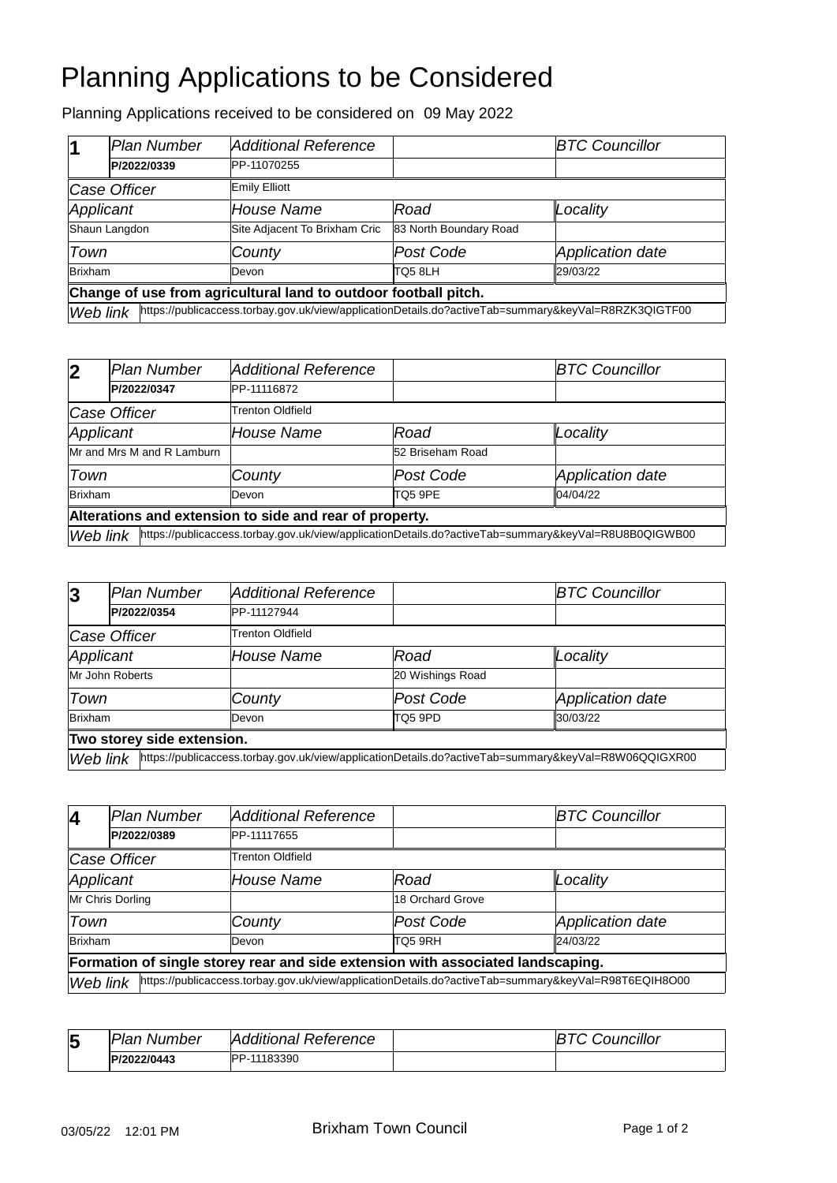# Planning Applications to be Considered

Planning Applications received to be considered on 09 May 2022

| 1 | Plan Number | Additional Reference | | BTC Councillor |
|---|---|---|---|---|
| | **P/2022/0339** | PP-11070255 | | |
| Case Officer | | Emily Elliott | | |
| Applicant | | House Name | Road | Locality |
| Shaun Langdon | | Site Adjacent To Brixham Cric | 83 North Boundary Road | |
| Town | | County | Post Code | Application date |
| Brixham | | Devon | TQ5 8LH | 29/03/22 |
| **Change of use from agricultural land to outdoor football pitch.** | | | | |
| Web link | https://publicaccess.torbay.gov.uk/view/applicationDetails.do?activeTab=summary&keyVal=R8RZK3QIGTF00 | | | |

| 2 | Plan Number | Additional Reference | | BTC Councillor |
|---|---|---|---|---|
| | **P/2022/0347** | PP-11116872 | | |
| Case Officer | | Trenton Oldfield | | |
| Applicant | | House Name | Road | Locality |
| Mr and Mrs M and R Lamburn | | | 52 Briseham Road | |
| Town | | County | Post Code | Application date |
| Brixham | | Devon | TQ5 9PE | 04/04/22 |
| **Alterations and extension to side and rear of property.** | | | | |
| Web link | https://publicaccess.torbay.gov.uk/view/applicationDetails.do?activeTab=summary&keyVal=R8U8B0QIGWB00 | | | |

| 3 | Plan Number | Additional Reference | | BTC Councillor |
|---|---|---|---|---|
| | **P/2022/0354** | PP-11127944 | | |
| Case Officer | | Trenton Oldfield | | |
| Applicant | | House Name | Road | Locality |
| Mr John Roberts | | | 20 Wishings Road | |
| Town | | County | Post Code | Application date |
| Brixham | | Devon | TQ5 9PD | 30/03/22 |
| **Two storey side extension.** | | | | |
| Web link | https://publicaccess.torbay.gov.uk/view/applicationDetails.do?activeTab=summary&keyVal=R8W06QQIGXR00 | | | |

| 4 | Plan Number | Additional Reference | | BTC Councillor |
|---|---|---|---|---|
| | **P/2022/0389** | PP-11117655 | | |
| Case Officer | | Trenton Oldfield | | |
| Applicant | | House Name | Road | Locality |
| Mr Chris Dorling | | | 18 Orchard Grove | |
| Town | | County | Post Code | Application date |
| Brixham | | Devon | TQ5 9RH | 24/03/22 |
| **Formation of single storey rear and side extension with associated landscaping.** | | | | |
| Web link | https://publicaccess.torbay.gov.uk/view/applicationDetails.do?activeTab=summary&keyVal=R98T6EQIH8O00 | | | |

| 5 | Plan Number | Additional Reference | | BTC Councillor |
|---|---|---|---|---|
| | **P/2022/0443** | PP-11183390 | | |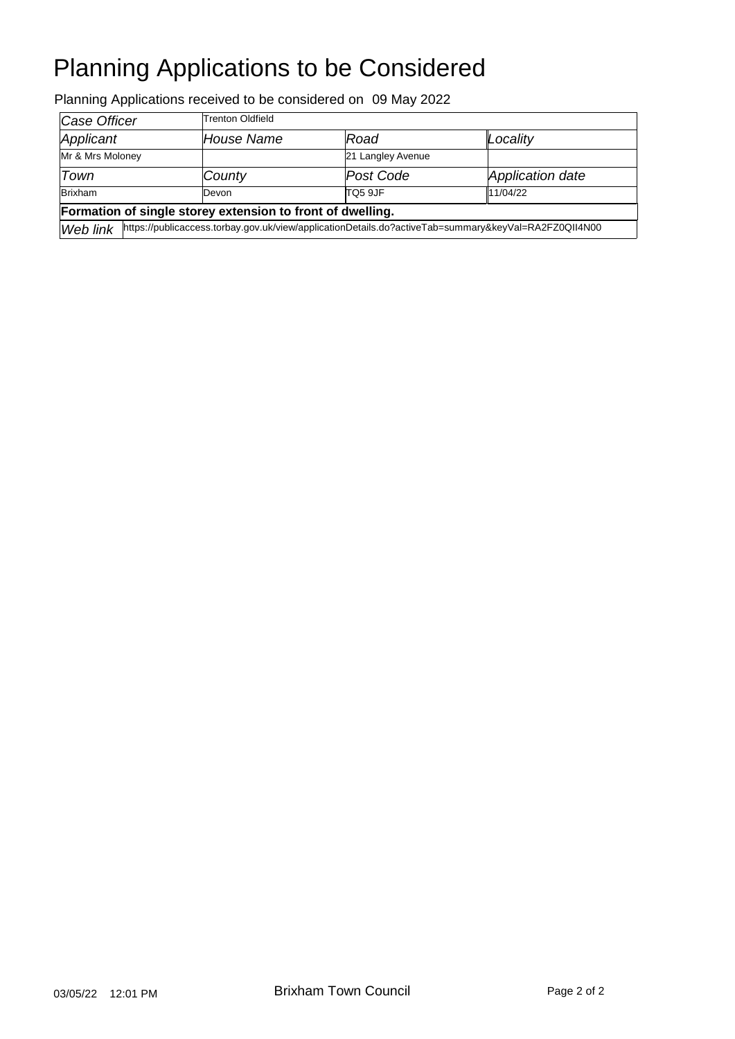# Planning Applications to be Considered

Planning Applications received to be considered on 09 May 2022

| | | | |
|---|---|---|---|
| *Case Officer* | Trenton Oldfield | | |
| *Applicant* | *House Name* | *Road* | *Locality* |
| Mr & Mrs Moloney | | 21 Langley Avenue | |
| *Town* | *County* | *Post Code* | *Application date* |
| Brixham | Devon | TQ5 9JF | 11/04/22 |
| **Formation of single storey extension to front of dwelling.** | | | |
| *Web link* | https://publicaccess.torbay.gov.uk/view/applicationDetails.do?activeTab=summary&keyVal=RA2FZ0QII4N00 | | |

03/05/22 12:01 PM Brixham Town Council